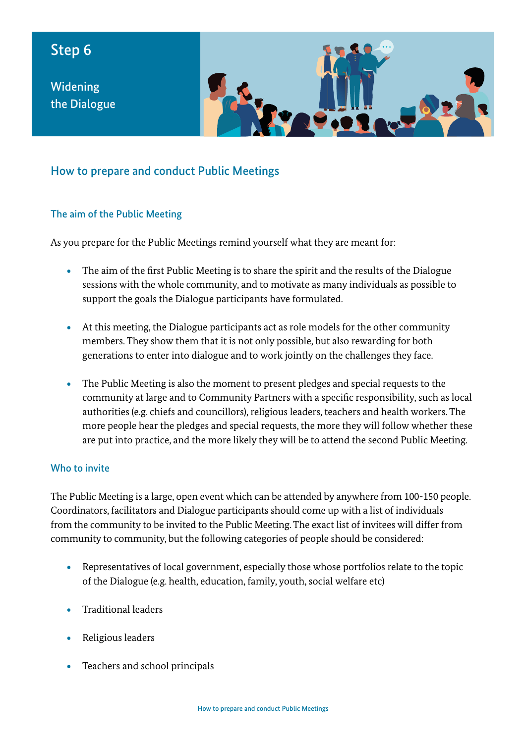# Step 6

## Widening the Dialogue

## How to prepare and conduct Public Meetings

### The aim of the Public Meeting

As you prepare for the Public Meetings remind yourself what they are meant for:

- The aim of the first Public Meeting is to share the spirit and the results of the Dialogue sessions with the whole community, and to motivate as many individuals as possible to support the goals the Dialogue participants have formulated.
- At this meeting, the Dialogue participants act as role models for the other community members. They show them that it is not only possible, but also rewarding for both generations to enter into dialogue and to work jointly on the challenges they face.
- The Public Meeting is also the moment to present pledges and special requests to the community at large and to Community Partners with a specific responsibility, such as local authorities (e.g. chiefs and councillors), religious leaders, teachers and health workers. The more people hear the pledges and special requests, the more they will follow whether these are put into practice, and the more likely they will be to attend the second Public Meeting.

### Who to invite

The Public Meeting is a large, open event which can be attended by anywhere from 100-150 people. Coordinators, facilitators and Dialogue participants should come up with a list of individuals from the community to be invited to the Public Meeting. The exact list of invitees will differ from community to community, but the following categories of people should be considered:

- Representatives of local government, especially those whose portfolios relate to the topic of the Dialogue (e.g. health, education, family, youth, social welfare etc)
- Traditional leaders
- Religious leaders
- Teachers and school principals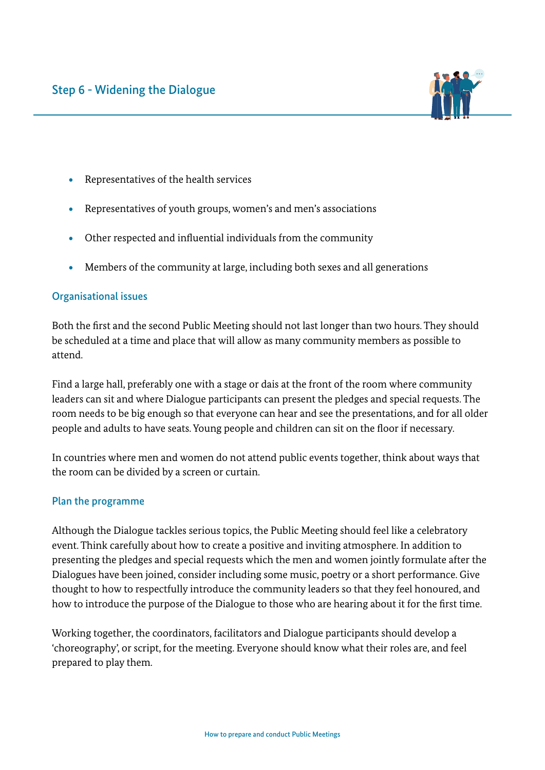- Representatives of the health services
- Representatives of youth groups, women's and men's associations
- Other respected and influential individuals from the community
- Members of the community at large, including both sexes and all generations

### Organisational issues

Both the first and the second Public Meeting should not last longer than two hours. They should be scheduled at a time and place that will allow as many community members as possible to attend.

Find a large hall, preferably one with a stage or dais at the front of the room where community leaders can sit and where Dialogue participants can present the pledges and special requests. The room needs to be big enough so that everyone can hear and see the presentations, and for all older people and adults to have seats. Young people and children can sit on the floor if necessary.

In countries where men and women do not attend public events together, think about ways that the room can be divided by a screen or curtain.

### Plan the programme

Although the Dialogue tackles serious topics, the Public Meeting should feel like a celebratory event. Think carefully about how to create a positive and inviting atmosphere. In addition to presenting the pledges and special requests which the men and women jointly formulate after the Dialogues have been joined, consider including some music, poetry or a short performance. Give thought to how to respectfully introduce the community leaders so that they feel honoured, and how to introduce the purpose of the Dialogue to those who are hearing about it for the first time.

Working together, the coordinators, facilitators and Dialogue participants should develop a 'choreography', or script, for the meeting. Everyone should know what their roles are, and feel prepared to play them.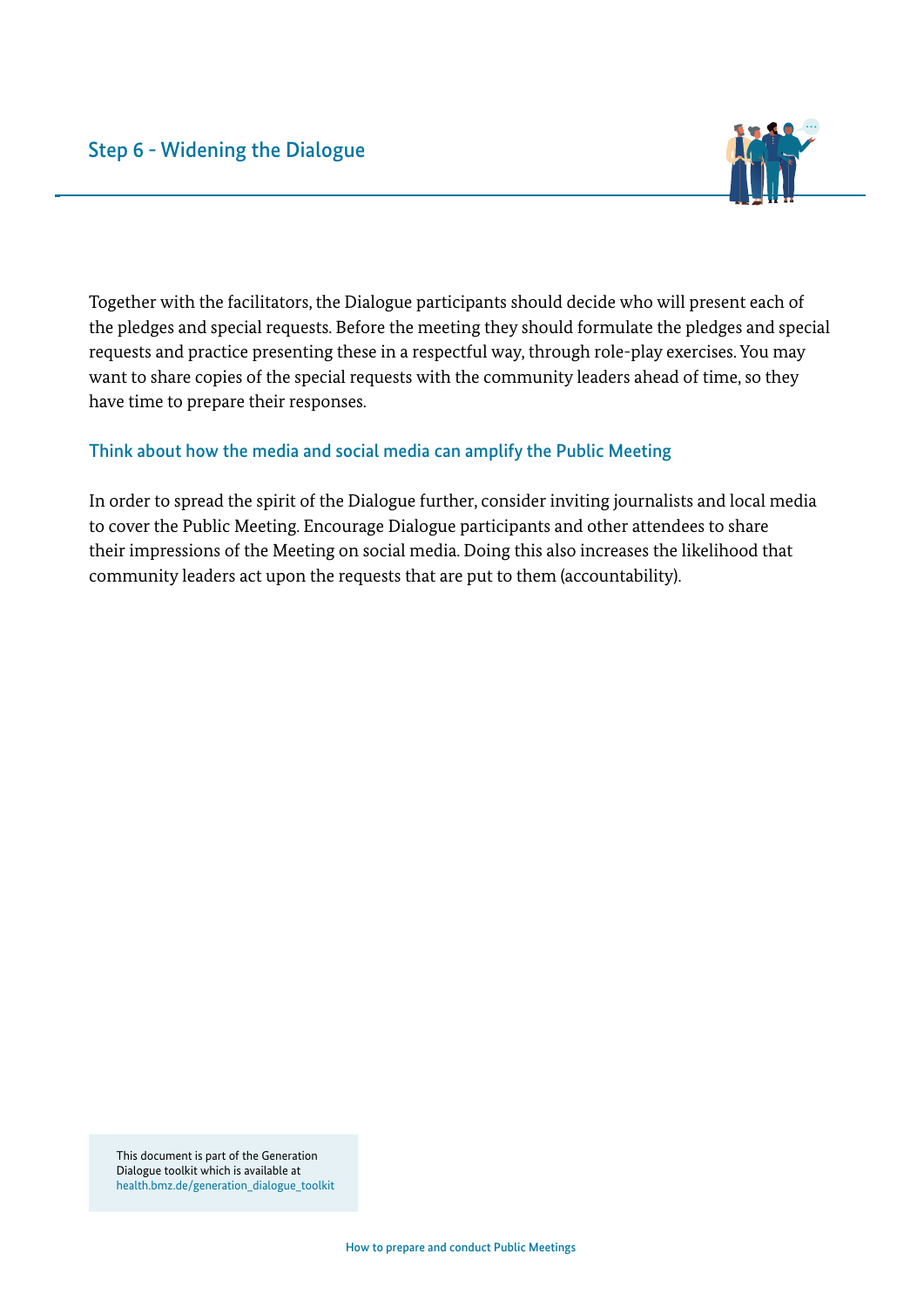## Step 6 - Widening the Dialogue

Together with the facilitators, the Dialogue participants should decide who will present each of the pledges and special requests. Before the meeting they should formulate the pledges and special requests and practice presenting these in a respectful way, through role-play exercises. You may want to share copies of the special requests with the community leaders ahead of time, so they have time to prepare their responses.

### Think about how the media and social media can amplify the Public Meeting

In order to spread the spirit of the Dialogue further, consider inviting journalists and local media to cover the Public Meeting. Encourage Dialogue participants and other attendees to share their impressions of the Meeting on social media. Doing this also increases the likelihood that community leaders act upon the requests that are put to them (accountability).

This document is part of the Generation Dialogue toolkit which is available at health.bmz.de/generation_dialogue_toolkit